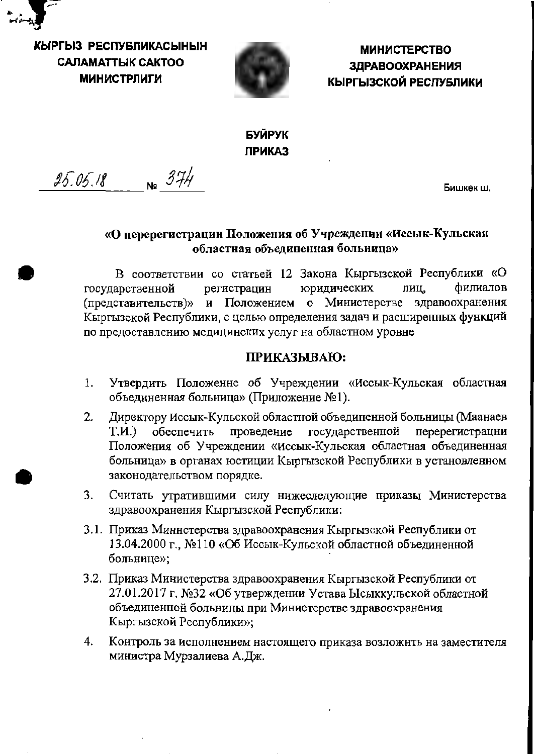**КЫРГЫЗ РЕСПУБЛИКАСЫНЫН САЛАМАТТЫК САКТОО МИНИСТРЛИГИ**

**МИНИСТЕРСТВО ЗДРАВООХРАНЕНИЯ КЫРГЫЗСКОЙ РЕСПУБЛИКИ**

**БУЙРУК**
**ПРИКАЗ**

25.05.18 № 374

Бишкек ш.

**«О перерегистрации Положения об Учреждении «Иссык-Кульская областная объединенная больница»**

В соответствии со статьей 12 Закона Кыргызской Республики «О государственной регистрации юридических лиц, филиалов (представительств)» и Положением о Министерстве здравоохранения Кыргызской Республики, с целью определения задач и расширенных функций по предоставлению медицинских услуг на областном уровне

**ПРИКАЗЫВАЮ:**

1. Утвердить Положение об Учреждении «Иссык-Кульская областная объединенная больница» (Приложение №1).
2. Директору Иссык-Кульской областной объединенной больницы (Маанаев Т.И.) обеспечить проведение государственной перерегистрации Положения об Учреждении «Иссык-Кульская областная объединенная больница» в органах юстиции Кыргызской Республики в установленном законодательством порядке.
3. Считать утратившими силу нижеследующие приказы Министерства здравоохранения Кыргызской Республики:

3.1. Приказ Министерства здравоохранения Кыргызской Республики от 13.04.2000 г., №110 «Об Иссык-Кульской областной объединенной больнице»;

3.2. Приказ Министерства здравоохранения Кыргызской Республики от 27.01.2017 г. №32 «Об утверждении Устава Ысыккульской областной объединенной больницы при Министерстве здравоохранения Кыргызской Республики»;

4. Контроль за исполнением настоящего приказа возложить на заместителя министра Мурзалиева А.Дж.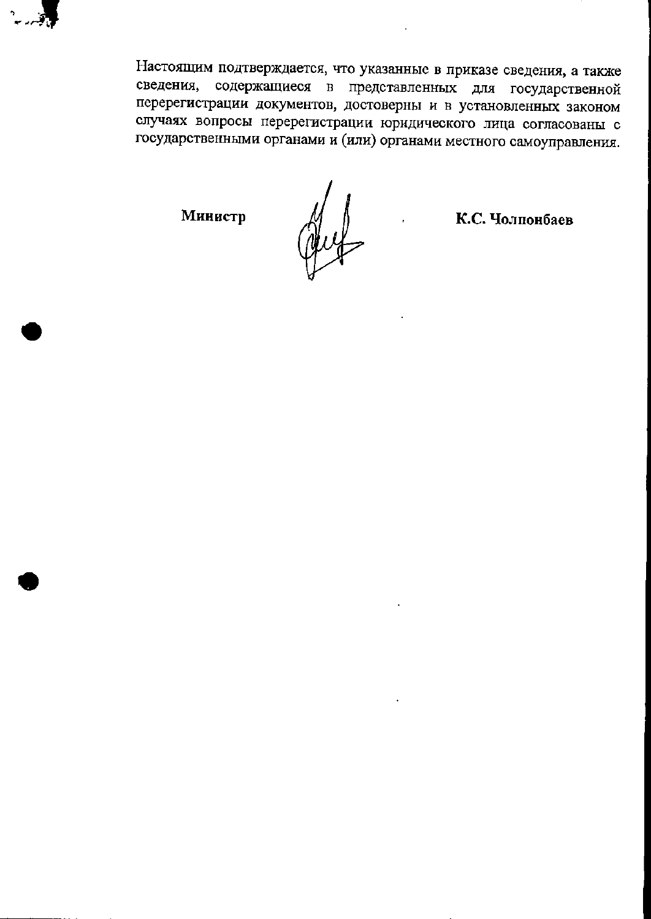Настоящим подтверждается, что указанные в приказе сведения, а также сведения, содержащиеся в представленных для государственной перерегистрации документов, достоверны и в установленных законом случаях вопросы перерегистрации юридического лица согласованы с государственными органами и (или) органами местного самоуправления.

**Министр** **К.С. Чолпонбаев**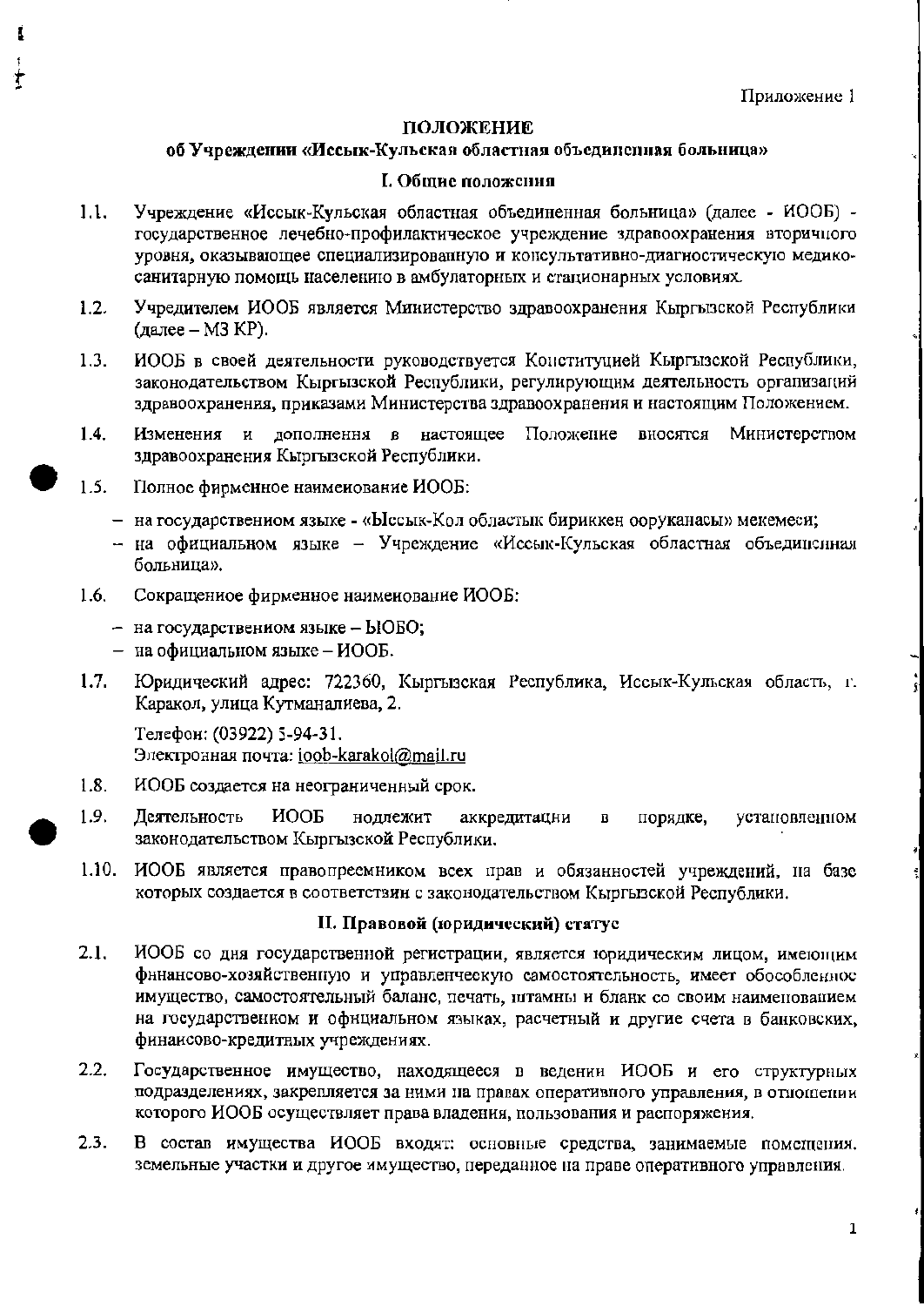Приложение 1

# ПОЛОЖЕНИЕ

## об Учреждении «Иссык-Кульская областная объединенная больница»

### I. Общие положения

1.1. Учреждение «Иссык-Кульская областная объединенная больница» (далее - ИООБ) - государственное лечебно-профилактическое учреждение здравоохранения вторичного уровня, оказывающее специализированную и консультативно-диагностическую медико-санитарную помощь населению в амбулаторных и стационарных условиях.

1.2. Учредителем ИООБ является Министерство здравоохранения Кыргызской Республики (далее – МЗ КР).

1.3. ИООБ в своей деятельности руководствуется Конституцией Кыргызской Республики, законодательством Кыргызской Республики, регулирующим деятельность организаций здравоохранения, приказами Министерства здравоохранения и настоящим Положением.

1.4. Изменения и дополнения в настоящее Положение вносятся Министерством здравоохранения Кыргызской Республики.

1.5. Полное фирменное наименование ИООБ:

- на государственном языке - «Ысык-Көл областык бириккен ооруканасы» мекемеси;
- на официальном языке – Учреждение «Иссык-Кульская областная объединенная больница».

1.6. Сокращенное фирменное наименование ИООБ:

- на государственном языке – ЫОБО;
- на официальном языке – ИООБ.

1.7. Юридический адрес: 722360, Кыргызская Республика, Иссык-Кульская область, г. Каракол, улица Кутманалиева, 2.

Телефон: (03922) 5-94-31.
Электронная почта: ioob-karakol@mail.ru

1.8. ИООБ создается на неограниченный срок.

1.9. Деятельность ИООБ подлежит аккредитации в порядке, установленном законодательством Кыргызской Республики.

1.10. ИООБ является правопреемником всех прав и обязанностей учреждений, на базе которых создается в соответствии с законодательством Кыргызской Республики.

### II. Правовой (юридический) статус

2.1. ИООБ со дня государственной регистрации, является юридическим лицом, имеющим финансово-хозяйственную и управленческую самостоятельность, имеет обособленное имущество, самостоятельный баланс, печать, штампы и бланк со своим наименованием на государственном и официальном языках, расчетный и другие счета в банковских, финансово-кредитных учреждениях.

2.2. Государственное имущество, находящееся в ведении ИООБ и его структурных подразделениях, закрепляется за ними на правах оперативного управления, в отношении которого ИООБ осуществляет права владения, пользования и распоряжения.

2.3. В состав имущества ИООБ входят: основные средства, занимаемые помещения, земельные участки и другое имущество, переданное на праве оперативного управления.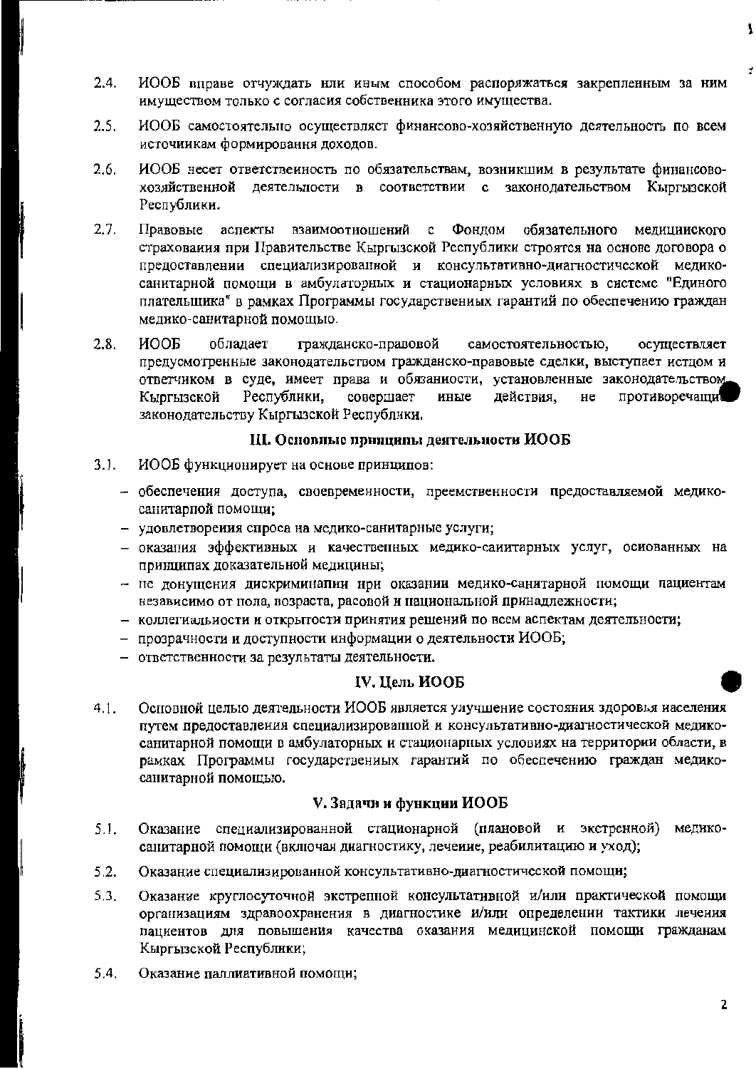2.4. ИООБ вправе отчуждать или иным способом распоряжаться закрепленным за ним имуществом только с согласия собственника этого имущества.

2.5. ИООБ самостоятельно осуществляет финансово-хозяйственную деятельность по всем источникам формирования доходов.

2.6. ИООБ несет ответственность по обязательствам, возникшим в результате финансово-хозяйственной деятельности в соответствии с законодательством Кыргызской Республики.

2.7. Правовые аспекты взаимоотношений с Фондом обязательного медицинского страхования при Правительстве Кыргызской Республики строятся на основе договора о предоставлении специализированной и консультативно-диагностической медико-санитарной помощи в амбулаторных и стационарных условиях в системе "Единого плательщика" в рамках Программы государственных гарантий по обеспечению граждан медико-санитарной помощью.

2.8. ИООБ обладает гражданско-правовой самостоятельностью, осуществляет предусмотренные законодательством гражданско-правовые сделки, выступает истцом и ответчиком в суде, имеет права и обязанности, установленные законодательством Кыргызской Республики, совершает иные действия, не противоречащие законодательству Кыргызской Республики.

## III. Основные принципы деятельности ИООБ

3.1. ИООБ функционирует на основе принципов:

- обеспечения доступа, своевременности, преемственности предоставляемой медико-санитарной помощи;
- удовлетворения спроса на медико-санитарные услуги;
- оказания эффективных и качественных медико-санитарных услуг, основанных на принципах доказательной медицины;
- не допущения дискриминации при оказании медико-санитарной помощи пациентам независимо от пола, возраста, расовой и национальной принадлежности;
- коллегиальности и открытости принятия решений по всем аспектам деятельности;
- прозрачности и доступности информации о деятельности ИООБ;
- ответственности за результаты деятельности.

## IV. Цель ИООБ

4.1. Основной целью деятельности ИООБ является улучшение состояния здоровья населения путем предоставления специализированной и консультативно-диагностической медико-санитарной помощи в амбулаторных и стационарных условиях на территории области, в рамках Программы государственных гарантий по обеспечению граждан медико-санитарной помощью.

## V. Задачи и функции ИООБ

5.1. Оказание специализированной стационарной (плановой и экстренной) медико-санитарной помощи (включая диагностику, лечение, реабилитацию и уход);

5.2. Оказание специализированной консультативно-диагностической помощи;

5.3. Оказание круглосуточной экстренной консультативной и/или практической помощи организациям здравоохранения в диагностике и/или определении тактики лечения пациентов для повышения качества оказания медицинской помощи гражданам Кыргызской Республики;

5.4. Оказание паллиативной помощи;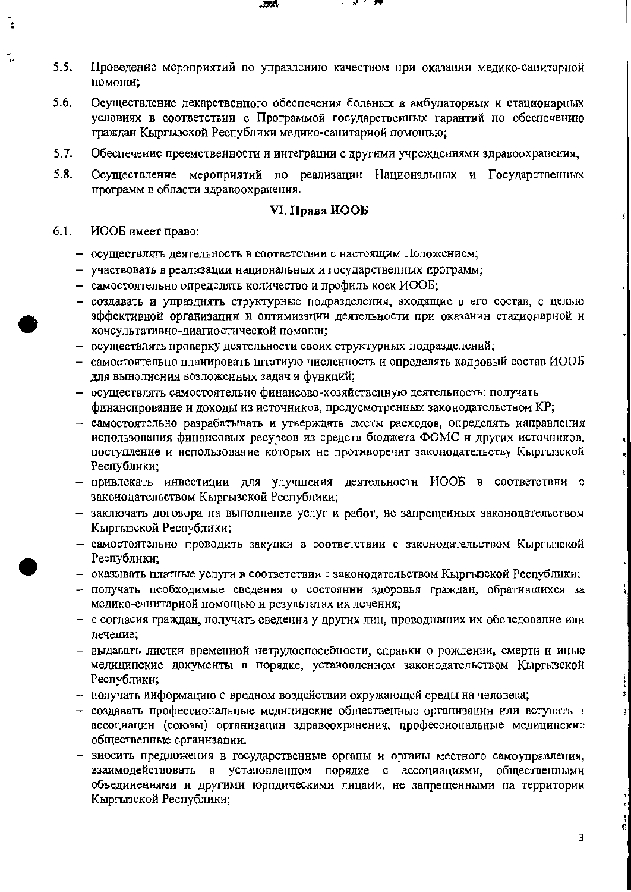5.5. Проведение мероприятий по управлению качеством при оказании медико-санитарной помощи;

5.6. Осуществление лекарственного обеспечения больных в амбулаторных и стационарных условиях в соответствии с Программой государственных гарантий по обеспечению граждан Кыргызской Республики медико-санитарной помощью;

5.7. Обеспечение преемственности и интеграции с другими учреждениями здравоохранения;

5.8. Осуществление мероприятий по реализации Национальных и Государственных программ в области здравоохранения.

## VI. Права ИООБ

6.1. ИООБ имеет право:

- осуществлять деятельность в соответствии с настоящим Положением;
- участвовать в реализации национальных и государственных программ;
- самостоятельно определять количество и профиль коек ИООБ;
- создавать и упразднять структурные подразделения, входящие в его состав, с целью эффективной организации и оптимизации деятельности при оказании стационарной и консультативно-диагностической помощи;
- осуществлять проверку деятельности своих структурных подразделений;
- самостоятельно планировать штатную численность и определять кадровый состав ИООБ для выполнения возложенных задач и функций;
- осуществлять самостоятельно финансово-хозяйственную деятельность: получать финансирование и доходы из источников, предусмотренных законодательством КР;
- самостоятельно разрабатывать и утверждать сметы расходов, определять направления использования финансовых ресурсов из средств бюджета ФОМС и других источников, поступление и использование которых не противоречит законодательству Кыргызской Республики;
- привлекать инвестиции для улучшения деятельности ИООБ в соответствии с законодательством Кыргызской Республики;
- заключать договора на выполнение услуг и работ, не запрещенных законодательством Кыргызской Республики;
- самостоятельно проводить закупки в соответствии с законодательством Кыргызской Республики;
- оказывать платные услуги в соответствии с законодательством Кыргызской Республики;
- получать необходимые сведения о состоянии здоровья граждан, обратившихся за медико-санитарной помощью и результатах их лечения;
- с согласия граждан, получать сведения у других лиц, проводивших их обследование или лечение;
- выдавать листки временной нетрудоспособности, справки о рождении, смерти и иные медицинские документы в порядке, установленном законодательством Кыргызской Республики;
- получать информацию о вредном воздействии окружающей среды на человека;
- создавать профессиональные медицинские общественные организации или вступать в ассоциации (союзы) организации здравоохранения, профессиональные медицинские общественные организации.
- вносить предложения в государственные органы и органы местного самоуправления, взаимодействовать в установленном порядке с ассоциациями, общественными объединениями и другими юридическими лицами, не запрещенными на территории Кыргызской Республики;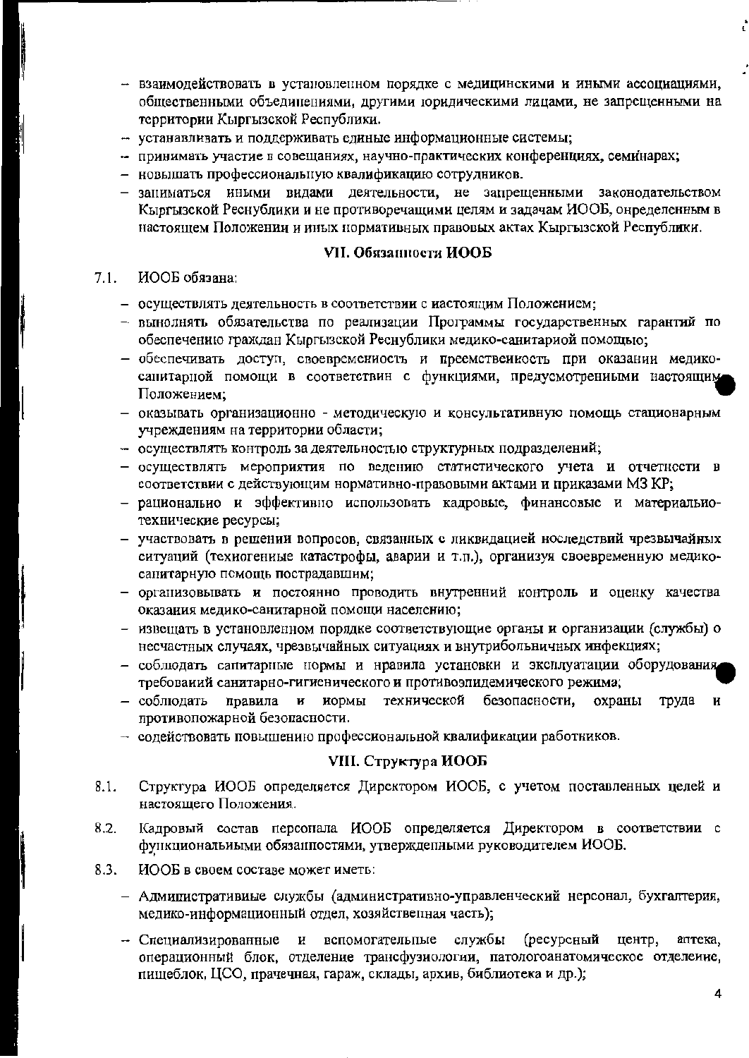- взаимодействовать в установленном порядке с медицинскими и иными ассоциациями, общественными объединениями, другими юридическими лицами, не запрещенными на территории Кыргызской Республики.
- устанавливать и поддерживать единые информационные системы;
- принимать участие в совещаниях, научно-практических конференциях, семинарах;
- повышать профессиональную квалификацию сотрудников.
- заниматься иными видами деятельности, не запрещенными законодательством Кыргызской Республики и не противоречащими целям и задачам ИООБ, определенным в настоящем Положении и иных нормативных правовых актах Кыргызской Республики.

## VII. Обязанности ИООБ

7.1. ИООБ обязана:

- осуществлять деятельность в соответствии с настоящим Положением;
- выполнять обязательства по реализации Программы государственных гарантий по обеспечению граждан Кыргызской Республики медико-санитарной помощью;
- обеспечивать доступ, своевременность и преемственность при оказании медико-санитарной помощи в соответствии с функциями, предусмотренными настоящим Положением;
- оказывать организационно - методическую и консультативную помощь стационарным учреждениям на территории области;
- осуществлять контроль за деятельностью структурных подразделений;
- осуществлять мероприятия по ведению статистического учета и отчетности в соответствии с действующим нормативно-правовыми актами и приказами МЗ КР;
- рационально и эффективно использовать кадровые, финансовые и материально-технические ресурсы;
- участвовать в решении вопросов, связанных с ликвидацией последствий чрезвычайных ситуаций (техногенные катастрофы, аварии и т.п.), организуя своевременную медико-санитарную помощь пострадавшим;
- организовывать и постоянно проводить внутренний контроль и оценку качества оказания медико-санитарной помощи населению;
- извещать в установленном порядке соответствующие органы и организации (службы) о несчастных случаях, чрезвычайных ситуациях и внутрибольничных инфекциях;
- соблюдать санитарные нормы и правила установки и эксплуатации оборудования, требований санитарно-гигиенического и противоэпидемического режима;
- соблюдать правила и нормы технической безопасности, охраны труда и противопожарной безопасности.
- содействовать повышению профессиональной квалификации работников.

## VIII. Структура ИООБ

8.1. Структура ИООБ определяется Директором ИООБ, с учетом поставленных целей и настоящего Положения.

8.2. Кадровый состав персонала ИООБ определяется Директором в соответствии с функциональными обязанностями, утвержденными руководителем ИООБ.

8.3. ИООБ в своем составе может иметь:

- Административные службы (административно-управленческий персонал, бухгалтерия, медико-информационный отдел, хозяйственная часть);
- Специализированные и вспомогательные службы (ресурсный центр, аптека, операционный блок, отделение трансфузиологии, патологоанатомическое отделение, пищеблок, ЦСО, прачечная, гараж, склады, архив, библиотека и др.);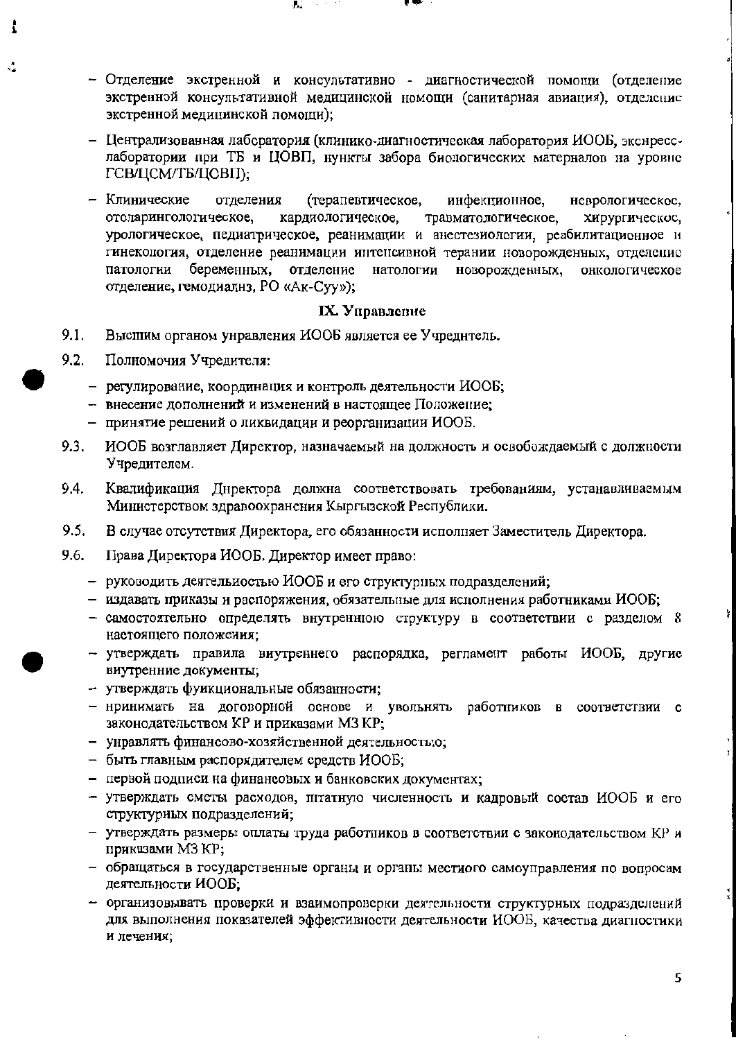- Отделение экстренной и консультативно - диагностической помощи (отделение экстренной консультативной медицинской помощи (санитарная авиация), отделение экстренной медицинской помощи);
- Централизованная лаборатория (клинико-диагностическая лаборатория ИООБ, экспресс-лаборатории при ТБ и ЦОВП, пункты забора биологических материалов на уровне ГСВ/ЦСМ/ТБ/ЦОВП);
- Клинические отделения (терапевтическое, инфекционное, неврологическое, отоларингологическое, кардиологическое, травматологическое, хирургическое, урологическое, педиатрическое, реанимации и анестезиологии, реабилитационное и гинекология, отделение реанимации интенсивной терапии новорожденных, отделение патологии беременных, отделение патологии новорожденных, онкологическое отделение, гемодиализ, РО «Ак-Суу»);

## IX. Управление

9.1. Высшим органом управления ИООБ является ее Учредитель.

9.2. Полномочия Учредителя:

- регулирование, координация и контроль деятельности ИООБ;
- внесение дополнений и изменений в настоящее Положение;
- принятие решений о ликвидации и реорганизации ИООБ.

9.3. ИООБ возглавляет Директор, назначаемый на должность и освобождаемый с должности Учредителем.

9.4. Квалификация Директора должна соответствовать требованиям, устанавливаемым Министерством здравоохранения Кыргызской Республики.

9.5. В случае отсутствия Директора, его обязанности исполняет Заместитель Директора.

9.6. Права Директора ИООБ. Директор имеет право:

- руководить деятельностью ИООБ и его структурных подразделений;
- издавать приказы и распоряжения, обязательные для исполнения работниками ИООБ;
- самостоятельно определять внутреннюю структуру в соответствии с разделом 8 настоящего положения;
- утверждать правила внутреннего распорядка, регламент работы ИООБ, другие внутренние документы;
- утверждать функциональные обязанности;
- принимать на договорной основе и увольнять работников в соответствии с законодательством КР и приказами МЗ КР;
- управлять финансово-хозяйственной деятельностью;
- быть главным распорядителем средств ИООБ;
- первой подписи на финансовых и банковских документах;
- утверждать сметы расходов, штатную численность и кадровый состав ИООБ и его структурных подразделений;
- утверждать размеры оплаты труда работников в соответствии с законодательством КР и приказами МЗ КР;
- обращаться в государственные органы и органы местного самоуправления по вопросам деятельности ИООБ;
- организовывать проверки и взаимопроверки деятельности структурных подразделений для выполнения показателей эффективности деятельности ИООБ, качества диагностики и лечения;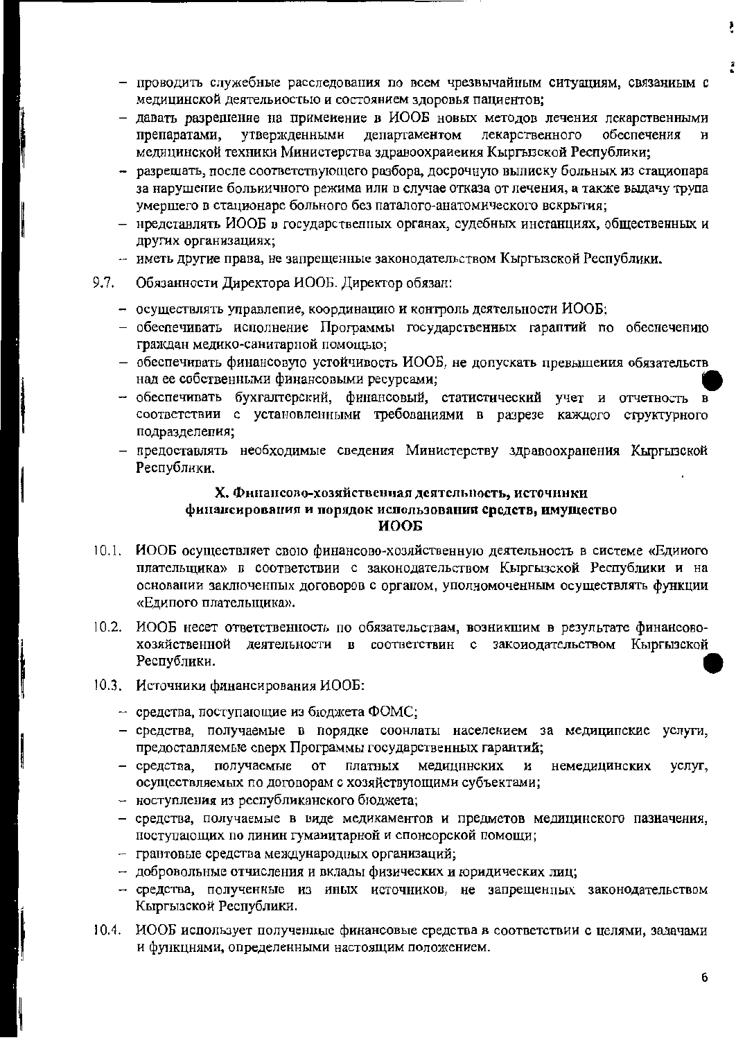- проводить служебные расследования по всем чрезвычайным ситуациям, связанным с медицинской деятельностью и состоянием здоровья пациентов;
- давать разрешение на применение в ИООБ новых методов лечения лекарственными препаратами, утвержденными департаментом лекарственного обеспечения и медицинской техники Министерства здравоохранения Кыргызской Республики;
- разрешать, после соответствующего разбора, досрочную выписку больных из стационара за нарушение больничного режима или в случае отказа от лечения, а также выдачу трупа умершего в стационаре больного без паталого-анатомического вскрытия;
- представлять ИООБ в государственных органах, судебных инстанциях, общественных и других организациях;
- иметь другие права, не запрещенные законодательством Кыргызской Республики.

9.7. Обязанности Директора ИООБ. Директор обязан:

- осуществлять управление, координацию и контроль деятельности ИООБ;
- обеспечивать исполнение Программы государственных гарантий по обеспечению граждан медико-санитарной помощью;
- обеспечивать финансовую устойчивость ИООБ, не допускать превышения обязательств над ее собственными финансовыми ресурсами;
- обеспечивать бухгалтерский, финансовый, статистический учет и отчетность в соответствии с установленными требованиями в разрезе каждого структурного подразделения;
- предоставлять необходимые сведения Министерству здравоохранения Кыргызской Республики.

## X. Финансово-хозяйственная деятельность, источники финансирования и порядок использования средств, имущество ИООБ

10.1. ИООБ осуществляет свою финансово-хозяйственную деятельность в системе «Единого плательщика» в соответствии с законодательством Кыргызской Республики и на основании заключенных договоров с органом, уполномоченным осуществлять функции «Единого плательщика».

10.2. ИООБ несет ответственность по обязательствам, возникшим в результате финансово-хозяйственной деятельности в соответствии с законодательством Кыргызской Республики.

10.3. Источники финансирования ИООБ:

- средства, поступающие из бюджета ФОМС;
- средства, получаемые в порядке сооплаты населением за медицинские услуги, предоставляемые сверх Программы государственных гарантий;
- средства, получаемые от платных медицинских и немедицинских услуг, осуществляемых по договорам с хозяйствующими субъектами;
- поступления из республиканского бюджета;
- средства, получаемые в виде медикаментов и предметов медицинского назначения, поступающих по линии гуманитарной и спонсорской помощи;
- грантовые средства международных организаций;
- добровольные отчисления и вклады физических и юридических лиц;
- средства, полученные из иных источников, не запрещенных законодательством Кыргызской Республики.

10.4. ИООБ использует полученные финансовые средства в соответствии с целями, задачами и функциями, определенными настоящим положением.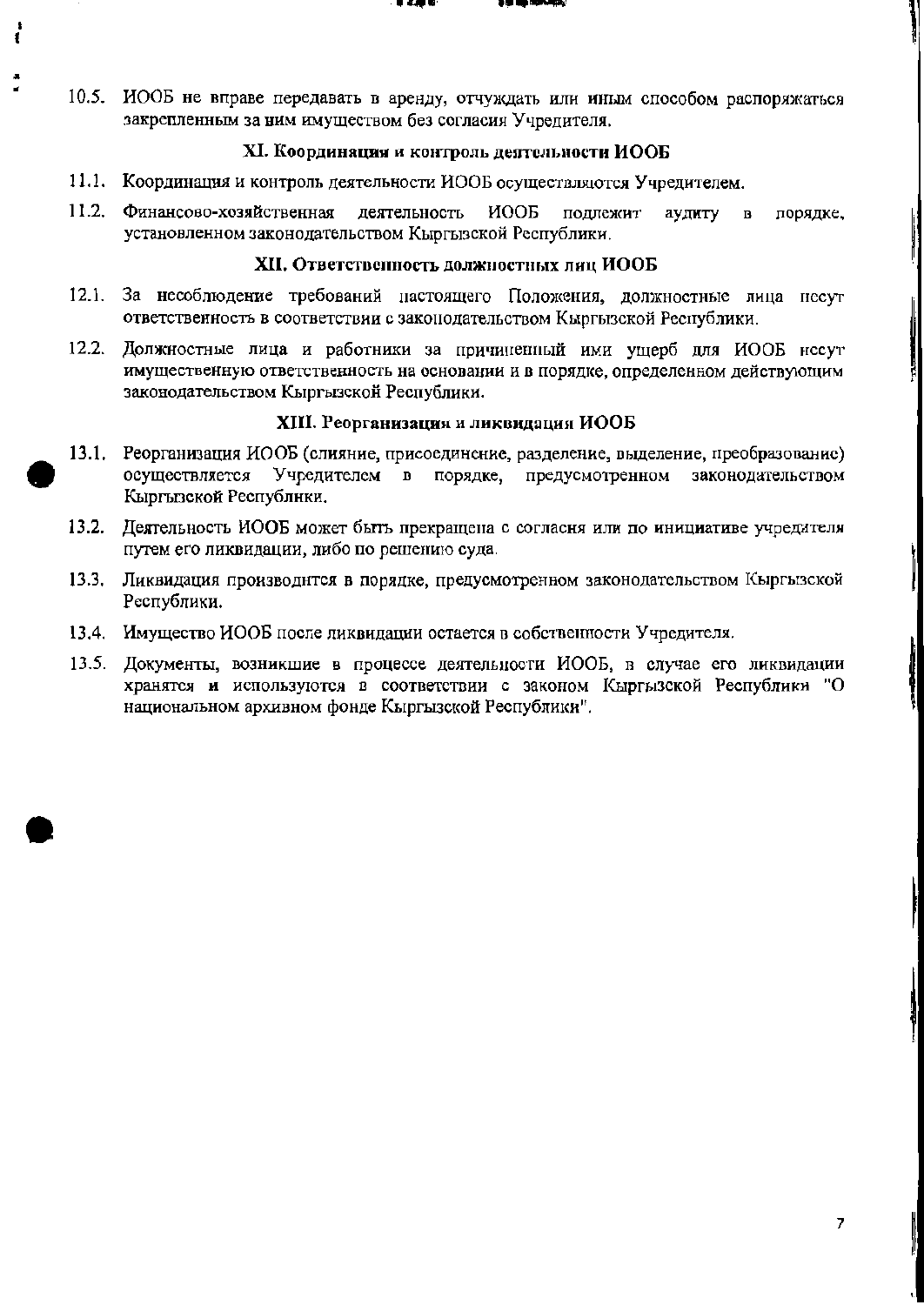10.5. ИООБ не вправе передавать в аренду, отчуждать или иным способом распоряжаться закрепленным за ним имуществом без согласия Учредителя.

### XI. Координация и контроль деятельности ИООБ

11.1. Координация и контроль деятельности ИООБ осуществляются Учредителем.

11.2. Финансово-хозяйственная деятельность ИООБ подлежит аудиту в порядке, установленном законодательством Кыргызской Республики.

### XII. Ответственность должностных лиц ИООБ

12.1. За несоблюдение требований настоящего Положения, должностные лица несут ответственность в соответствии с законодательством Кыргызской Республики.

12.2. Должностные лица и работники за причиненный ими ущерб для ИООБ несут имущественную ответственность на основании и в порядке, определенном действующим законодательством Кыргызской Республики.

### XIII. Реорганизация и ликвидация ИООБ

13.1. Реорганизация ИООБ (слияние, присоединение, разделение, выделение, преобразование) осуществляется Учредителем в порядке, предусмотренном законодательством Кыргызской Республики.

13.2. Деятельность ИООБ может быть прекращена с согласия или по инициативе учредителя путем его ликвидации, либо по решению суда.

13.3. Ликвидация производится в порядке, предусмотренном законодательством Кыргызской Республики.

13.4. Имущество ИООБ после ликвидации остается в собственности Учредителя.

13.5. Документы, возникшие в процессе деятельности ИООБ, в случае его ликвидации хранятся и используются в соответствии с законом Кыргызской Республики "О национальном архивном фонде Кыргызской Республики".